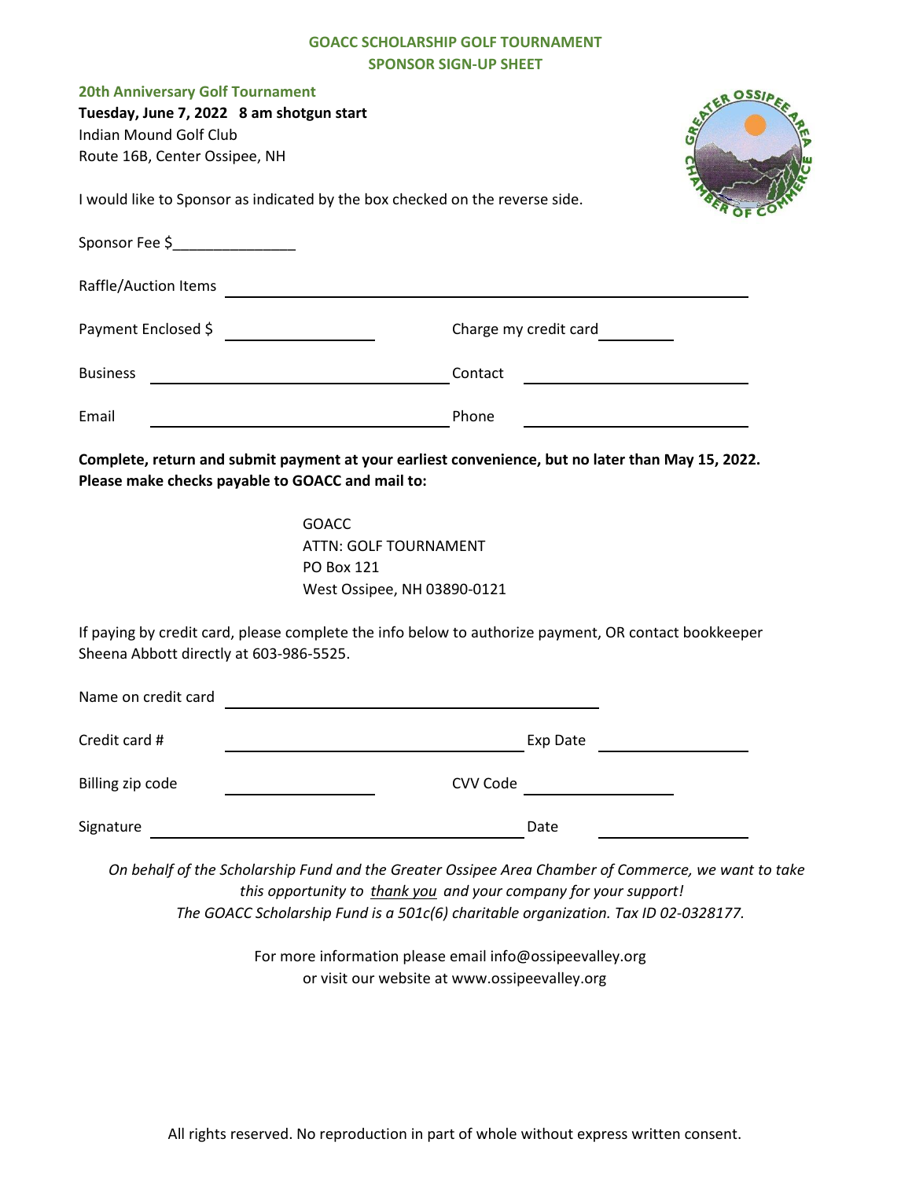# GOACC SCHOLARSHIP GOLF TOURNAMENT
## SPONSOR SIGN-UP SHEET

**20th Anniversary Golf Tournament**

**Tuesday, June 7, 2022   8 am shotgun start**
Indian Mound Golf Club
Route 16B, Center Ossipee, NH

I would like to Sponsor as indicated by the box checked on the reverse side.

Sponsor Fee $_______________

Raffle/Auction Items ______________________________________________

Payment Enclosed $ ________________    Charge my credit card __________

Business ______________________________    Contact ______________________

Email ______________________________    Phone ______________________

**Complete, return and submit payment at your earliest convenience, but no later than May 15, 2022.**
**Please make checks payable to GOACC and mail to:**

GOACC
ATTN: GOLF TOURNAMENT
PO Box 121
West Ossipee, NH 03890-0121

If paying by credit card, please complete the info below to authorize payment, OR contact bookkeeper Sheena Abbott directly at 603-986-5525.

Name on credit card ______________________________

Credit card # ______________________________    Exp Date ________________

Billing zip code ________________    CVV Code ________________

Signature ______________________________________    Date ________________

*On behalf of the Scholarship Fund and the Greater Ossipee Area Chamber of Commerce, we want to take this opportunity to thank you and your company for your support!*
*The GOACC Scholarship Fund is a 501c(6) charitable organization. Tax ID 02-0328177.*

For more information please email info@ossipeevalley.org
or visit our website at www.ossipeevalley.org

All rights reserved. No reproduction in part of whole without express written consent.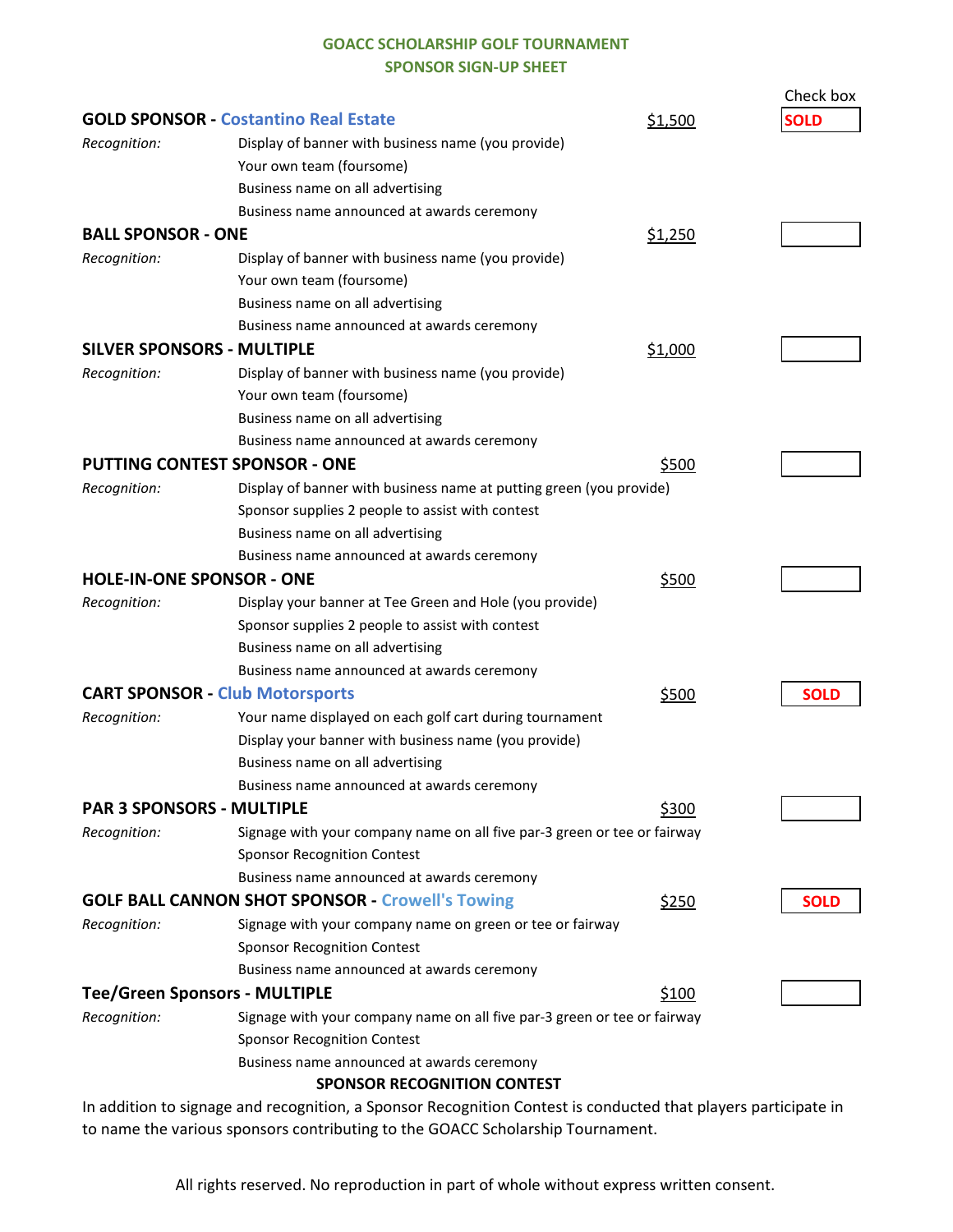## GOACC SCHOLARSHIP GOLF TOURNAMENT
## SPONSOR SIGN-UP SHEET

Check box

**GOLD SPONSOR - Costantino Real Estate** $1,500 **SOLD**

*Recognition:*
- Display of banner with business name (you provide)
- Your own team (foursome)
- Business name on all advertising
- Business name announced at awards ceremony

**BALL SPONSOR - ONE** $1,250 ☐

*Recognition:*
- Display of banner with business name (you provide)
- Your own team (foursome)
- Business name on all advertising
- Business name announced at awards ceremony

**SILVER SPONSORS - MULTIPLE** $1,000 ☐

*Recognition:*
- Display of banner with business name (you provide)
- Your own team (foursome)
- Business name on all advertising
- Business name announced at awards ceremony

**PUTTING CONTEST SPONSOR - ONE** $500 ☐

*Recognition:*
- Display of banner with business name at putting green (you provide)
- Sponsor supplies 2 people to assist with contest
- Business name on all advertising
- Business name announced at awards ceremony

**HOLE-IN-ONE SPONSOR - ONE** $500 ☐

*Recognition:*
- Display your banner at Tee Green and Hole (you provide)
- Sponsor supplies 2 people to assist with contest
- Business name on all advertising
- Business name announced at awards ceremony

**CART SPONSOR - Club Motorsports** $500 **SOLD**

*Recognition:*
- Your name displayed on each golf cart during tournament
- Display your banner with business name (you provide)
- Business name on all advertising
- Business name announced at awards ceremony

**PAR 3 SPONSORS - MULTIPLE** $300 ☐

*Recognition:*
- Signage with your company name on all five par-3 green or tee or fairway
- Sponsor Recognition Contest
- Business name announced at awards ceremony

**GOLF BALL CANNON SHOT SPONSOR - Crowell's Towing** $250 **SOLD**

*Recognition:*
- Signage with your company name on green or tee or fairway
- Sponsor Recognition Contest
- Business name announced at awards ceremony

**Tee/Green Sponsors - MULTIPLE** $100 ☐

*Recognition:*
- Signage with your company name on all five par-3 green or tee or fairway
- Sponsor Recognition Contest
- Business name announced at awards ceremony

**SPONSOR RECOGNITION CONTEST**

In addition to signage and recognition, a Sponsor Recognition Contest is conducted that players participate in to name the various sponsors contributing to the GOACC Scholarship Tournament.

All rights reserved. No reproduction in part of whole without express written consent.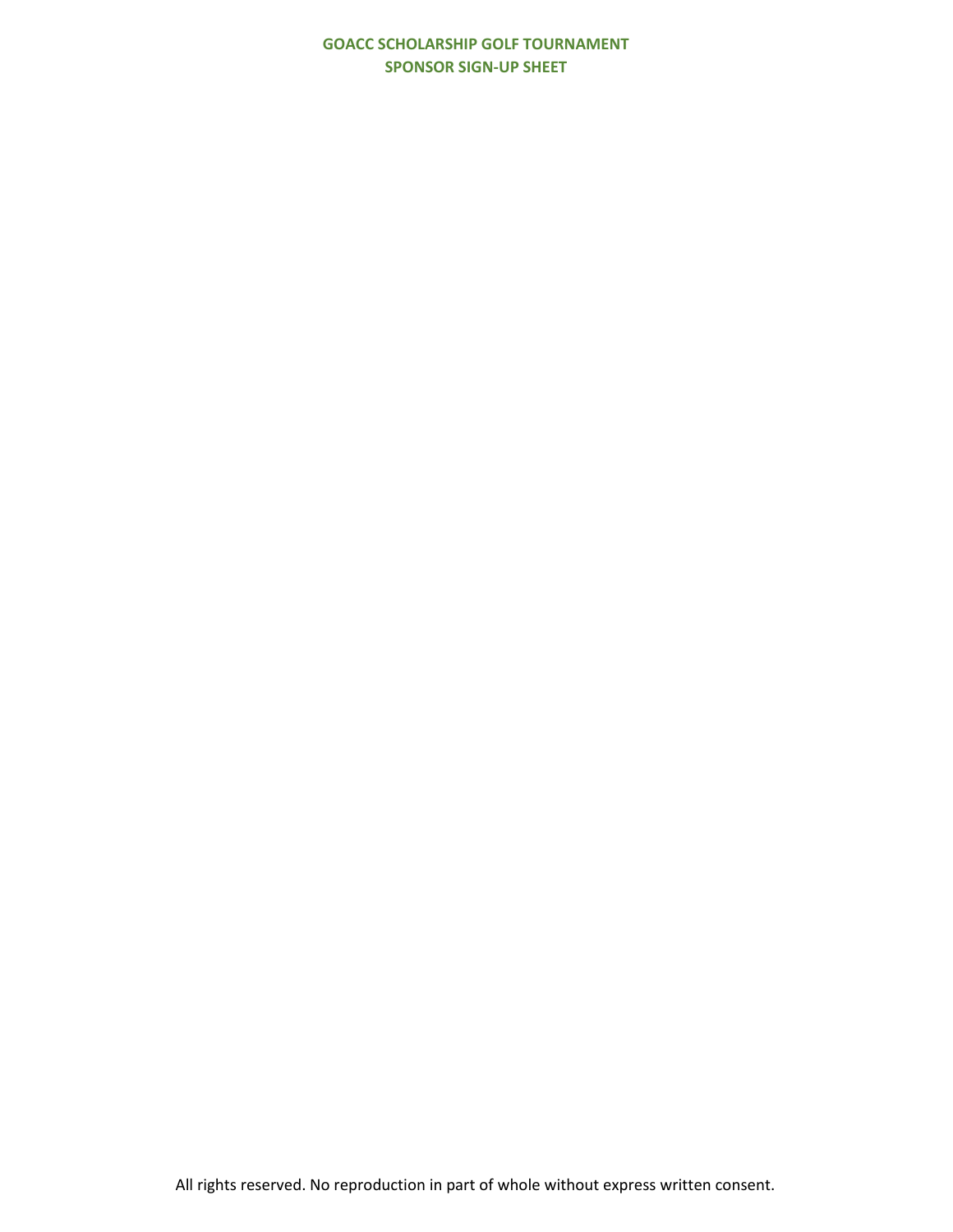**GOACC SCHOLARSHIP GOLF TOURNAMENT**
**SPONSOR SIGN-UP SHEET**

All rights reserved. No reproduction in part of whole without express written consent.